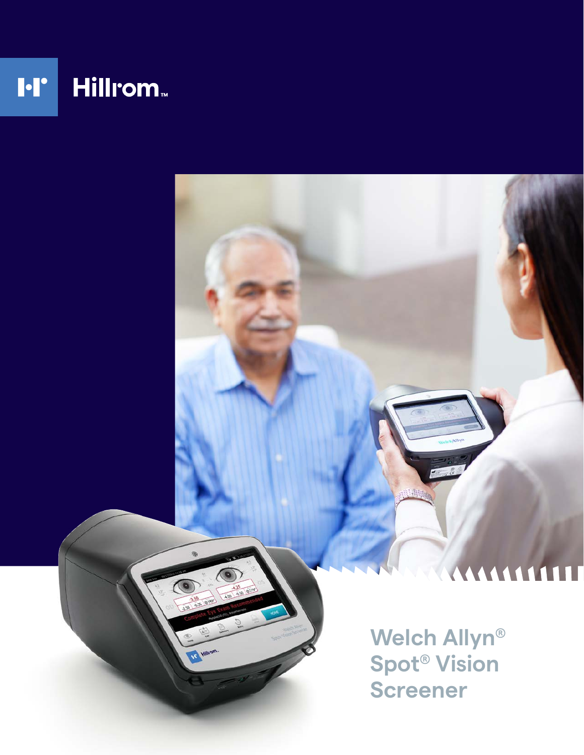Hillrom™

# Welch Allyn® Spot® Vision Screener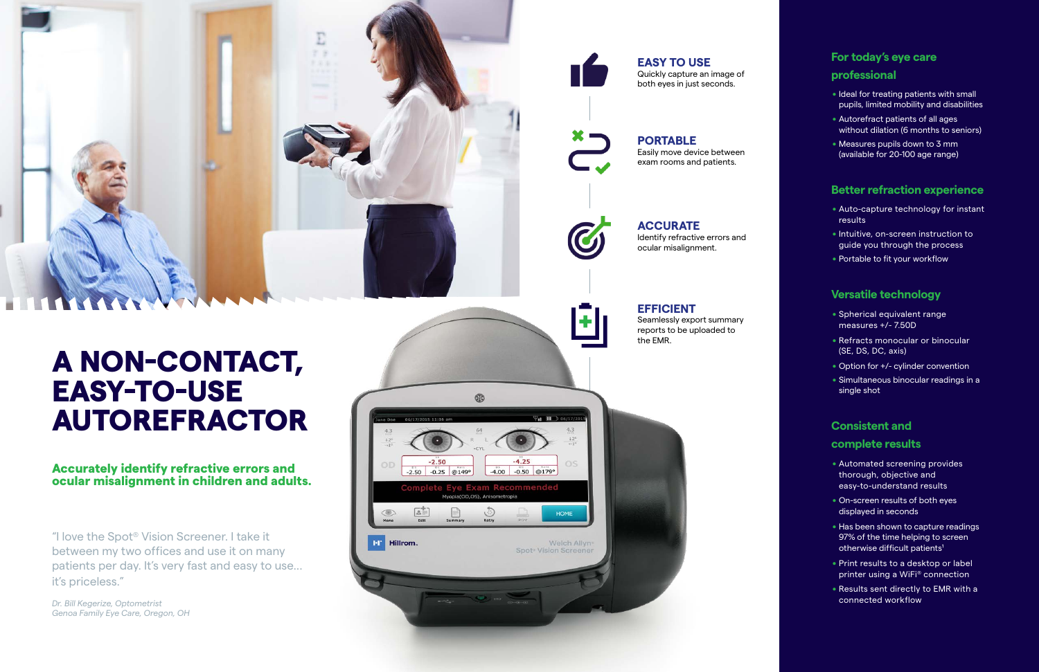# A NON-CONTACT, EASY-TO-USE AUTOREFRACTOR

**Accurately identify refractive errors and ocular misalignment in children and adults.**

"I love the Spot® Vision Screener. I take it between my two offices and use it on many patients per day. It's very fast and easy to use... it's priceless."

*Dr. Bill Kegerize, Optometrist*
*Genoa Family Eye Care, Oregon, OH*

### EASY TO USE

Quickly capture an image of both eyes in just seconds.

### PORTABLE

Easily move device between exam rooms and patients.

### ACCURATE

Identify refractive errors and ocular misalignment.

### EFFICIENT

Seamlessly export summary reports to be uploaded to the EMR.

## For today's eye care professional

- Ideal for treating patients with small pupils, limited mobility and disabilities
- Autorefract patients of all ages without dilation (6 months to seniors)
- Measures pupils down to 3 mm (available for 20-100 age range)

## Better refraction experience

- Auto-capture technology for instant results
- Intuitive, on-screen instruction to guide you through the process
- Portable to fit your workflow

## Versatile technology

- Spherical equivalent range measures +/- 7.50D
- Refracts monocular or binocular (SE, DS, DC, axis)
- Option for +/- cylinder convention
- Simultaneous binocular readings in a single shot

## Consistent and complete results

- Automated screening provides thorough, objective and easy-to-understand results
- On-screen results of both eyes displayed in seconds
- Has been shown to capture readings 97% of the time helping to screen otherwise difficult patients[1]
- Print results to a desktop or label printer using a WiFi® connection
- Results sent directly to EMR with a connected workflow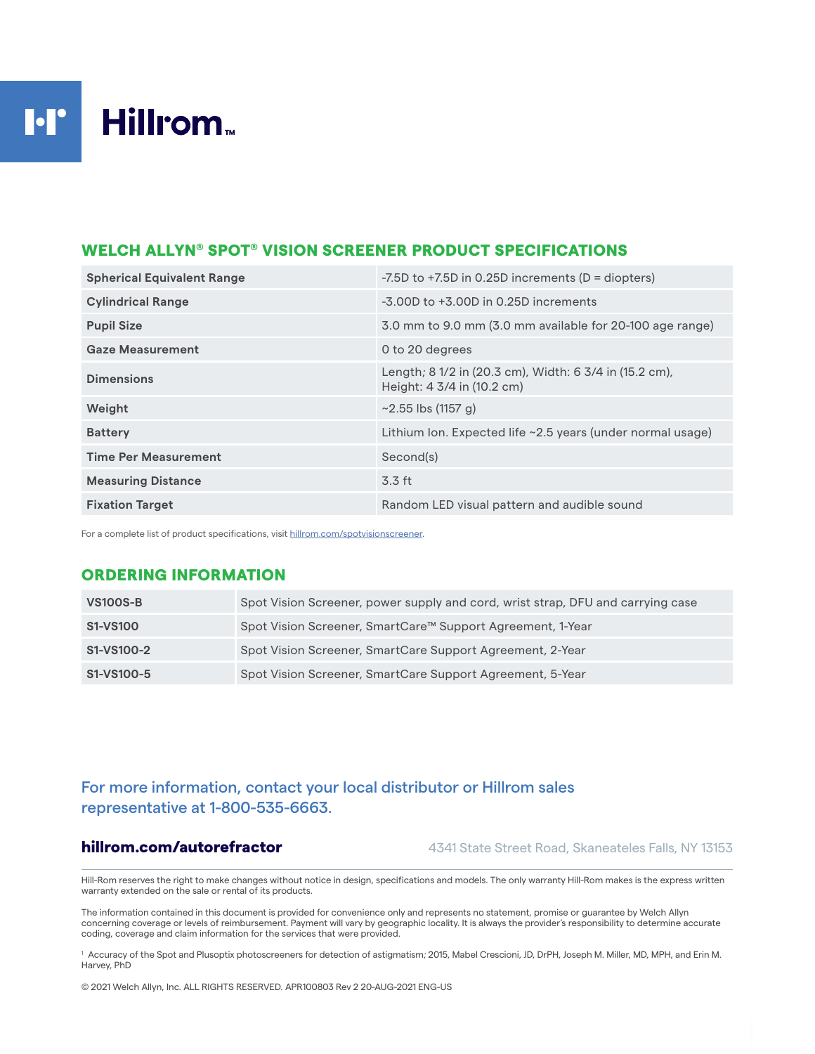# Hillrom™

## WELCH ALLYN® SPOT® VISION SCREENER PRODUCT SPECIFICATIONS

| | |
|---|---|
| **Spherical Equivalent Range** | -7.5D to +7.5D in 0.25D increments (D = diopters) |
| **Cylindrical Range** | -3.00D to +3.00D in 0.25D increments |
| **Pupil Size** | 3.0 mm to 9.0 mm (3.0 mm available for 20-100 age range) |
| **Gaze Measurement** | 0 to 20 degrees |
| **Dimensions** | Length; 8 1/2 in (20.3 cm), Width: 6 3/4 in (15.2 cm), Height: 4 3/4 in (10.2 cm) |
| **Weight** | ~2.55 lbs (1157 g) |
| **Battery** | Lithium Ion. Expected life ~2.5 years (under normal usage) |
| **Time Per Measurement** | Second(s) |
| **Measuring Distance** | 3.3 ft |
| **Fixation Target** | Random LED visual pattern and audible sound |

For a complete list of product specifications, visit hillrom.com/spotvisionscreener.

## ORDERING INFORMATION

| | |
|---|---|
| **VS100S-B** | Spot Vision Screener, power supply and cord, wrist strap, DFU and carrying case |
| **S1-VS100** | Spot Vision Screener, SmartCare™ Support Agreement, 1-Year |
| **S1-VS100-2** | Spot Vision Screener, SmartCare Support Agreement, 2-Year |
| **S1-VS100-5** | Spot Vision Screener, SmartCare Support Agreement, 5-Year |

For more information, contact your local distributor or Hillrom sales representative at 1-800-535-6663.

**hillrom.com/autorefractor**

4341 State Street Road, Skaneateles Falls, NY 13153

Hill-Rom reserves the right to make changes without notice in design, specifications and models. The only warranty Hill-Rom makes is the express written warranty extended on the sale or rental of its products.

The information contained in this document is provided for convenience only and represents no statement, promise or guarantee by Welch Allyn concerning coverage or levels of reimbursement. Payment will vary by geographic locality. It is always the provider's responsibility to determine accurate coding, coverage and claim information for the services that were provided.

[1] Accuracy of the Spot and Plusoptix photoscreeners for detection of astigmatism; 2015, Mabel Crescioni, JD, DrPH, Joseph M. Miller, MD, MPH, and Erin M. Harvey, PhD

© 2021 Welch Allyn, Inc. ALL RIGHTS RESERVED. APR100803 Rev 2 20-AUG-2021 ENG-US